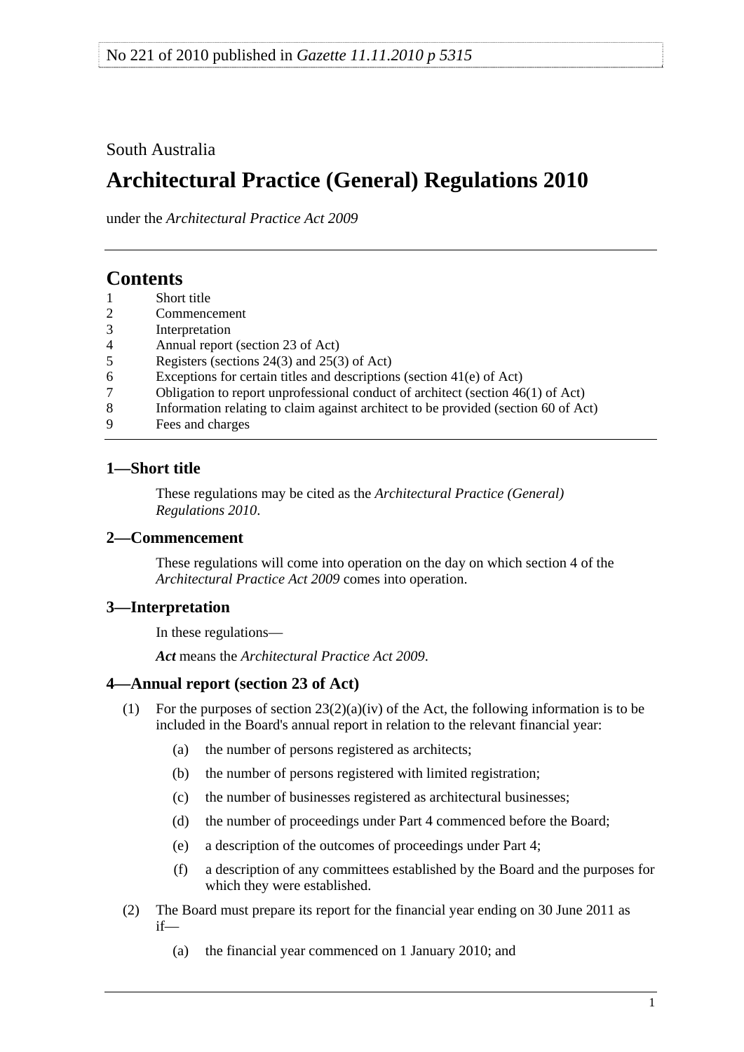No 221 of 2010 published in *Gazette 11.11.2010 p 5315*

South Australia

# Architectural Practice (General) Regulations 2010

under the *Architectural Practice Act 2009*

## Contents

1 Short title
2 Commencement
3 Interpretation
4 Annual report (section 23 of Act)
5 Registers (sections 24(3) and 25(3) of Act)
6 Exceptions for certain titles and descriptions (section 41(e) of Act)
7 Obligation to report unprofessional conduct of architect (section 46(1) of Act)
8 Information relating to claim against architect to be provided (section 60 of Act)
9 Fees and charges

### 1—Short title

These regulations may be cited as the *Architectural Practice (General) Regulations 2010*.

### 2—Commencement

These regulations will come into operation on the day on which section 4 of the *Architectural Practice Act 2009* comes into operation.

### 3—Interpretation

In these regulations—

***Act*** means the *Architectural Practice Act 2009*.

### 4—Annual report (section 23 of Act)

(1) For the purposes of section 23(2)(a)(iv) of the Act, the following information is to be included in the Board's annual report in relation to the relevant financial year:

(a) the number of persons registered as architects;

(b) the number of persons registered with limited registration;

(c) the number of businesses registered as architectural businesses;

(d) the number of proceedings under Part 4 commenced before the Board;

(e) a description of the outcomes of proceedings under Part 4;

(f) a description of any committees established by the Board and the purposes for which they were established.

(2) The Board must prepare its report for the financial year ending on 30 June 2011 as if—

(a) the financial year commenced on 1 January 2010; and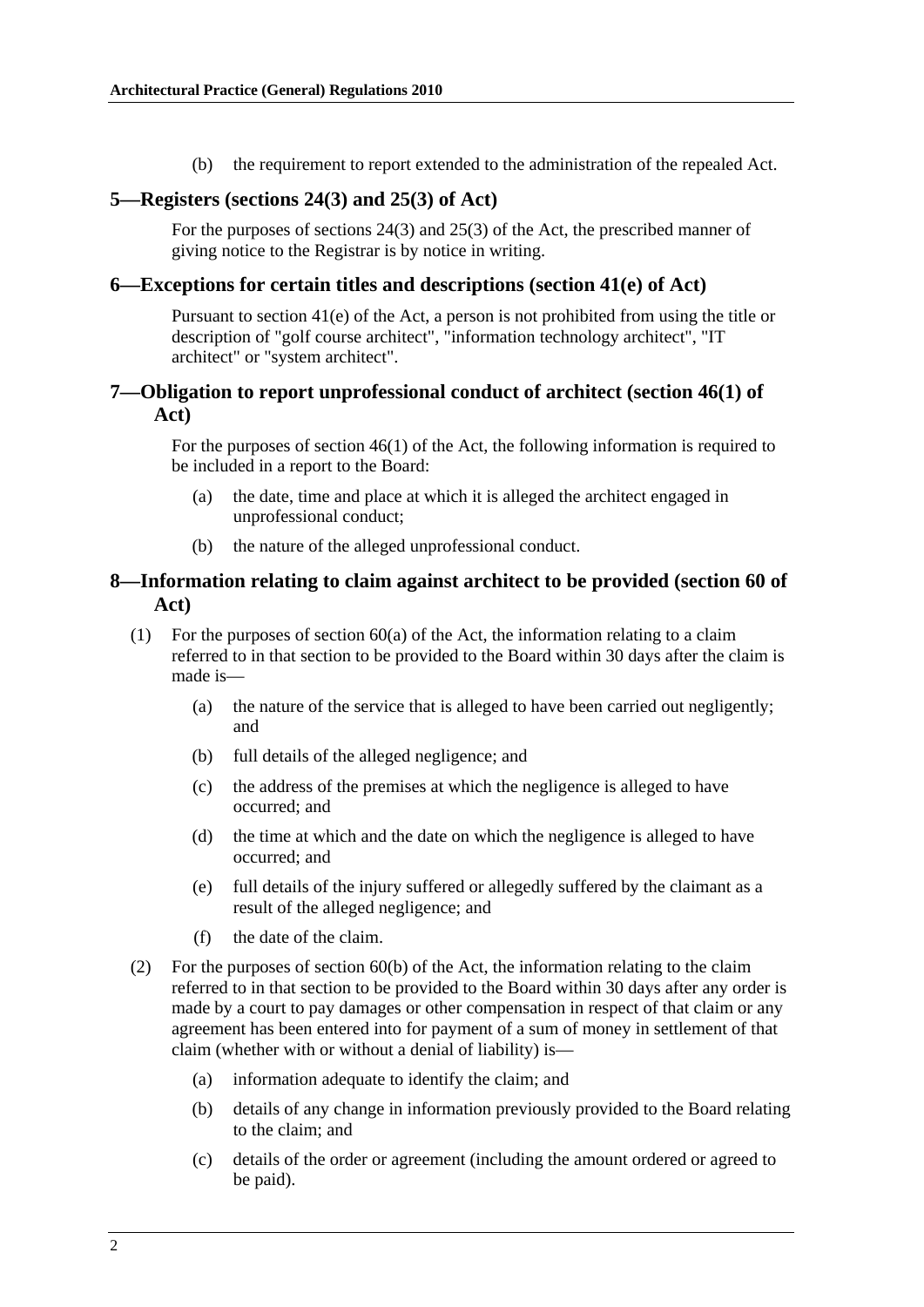(b) the requirement to report extended to the administration of the repealed Act.

## 5—Registers (sections 24(3) and 25(3) of Act)

For the purposes of sections 24(3) and 25(3) of the Act, the prescribed manner of giving notice to the Registrar is by notice in writing.

## 6—Exceptions for certain titles and descriptions (section 41(e) of Act)

Pursuant to section 41(e) of the Act, a person is not prohibited from using the title or description of "golf course architect", "information technology architect", "IT architect" or "system architect".

## 7—Obligation to report unprofessional conduct of architect (section 46(1) of Act)

For the purposes of section 46(1) of the Act, the following information is required to be included in a report to the Board:

(a) the date, time and place at which it is alleged the architect engaged in unprofessional conduct;

(b) the nature of the alleged unprofessional conduct.

## 8—Information relating to claim against architect to be provided (section 60 of Act)

(1) For the purposes of section 60(a) of the Act, the information relating to a claim referred to in that section to be provided to the Board within 30 days after the claim is made is—

(a) the nature of the service that is alleged to have been carried out negligently; and

(b) full details of the alleged negligence; and

(c) the address of the premises at which the negligence is alleged to have occurred; and

(d) the time at which and the date on which the negligence is alleged to have occurred; and

(e) full details of the injury suffered or allegedly suffered by the claimant as a result of the alleged negligence; and

(f) the date of the claim.

(2) For the purposes of section 60(b) of the Act, the information relating to the claim referred to in that section to be provided to the Board within 30 days after any order is made by a court to pay damages or other compensation in respect of that claim or any agreement has been entered into for payment of a sum of money in settlement of that claim (whether with or without a denial of liability) is—

(a) information adequate to identify the claim; and

(b) details of any change in information previously provided to the Board relating to the claim; and

(c) details of the order or agreement (including the amount ordered or agreed to be paid).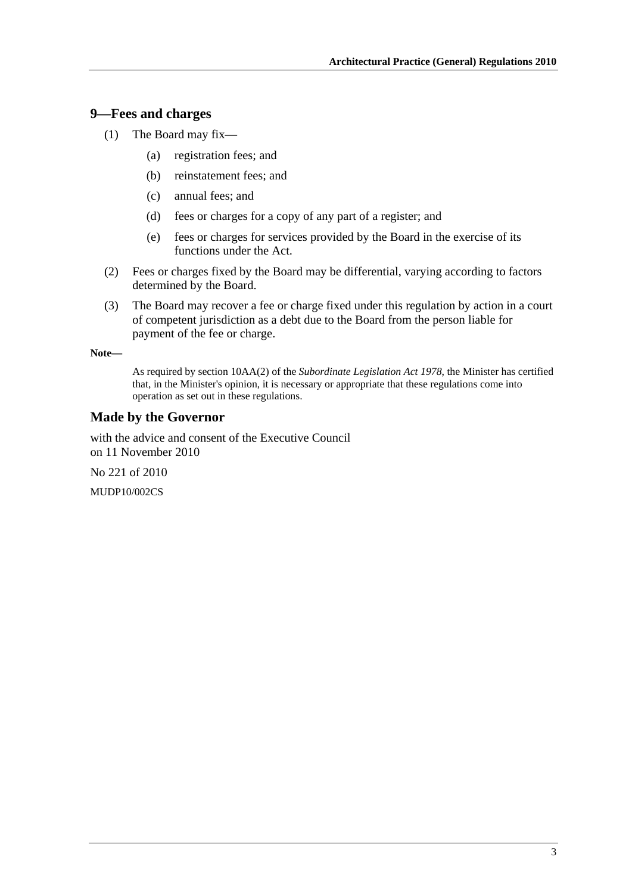## 9—Fees and charges

(1) The Board may fix—

(a) registration fees; and

(b) reinstatement fees; and

(c) annual fees; and

(d) fees or charges for a copy of any part of a register; and

(e) fees or charges for services provided by the Board in the exercise of its functions under the Act.

(2) Fees or charges fixed by the Board may be differential, varying according to factors determined by the Board.

(3) The Board may recover a fee or charge fixed under this regulation by action in a court of competent jurisdiction as a debt due to the Board from the person liable for payment of the fee or charge.

**Note—**

As required by section 10AA(2) of the *Subordinate Legislation Act 1978*, the Minister has certified that, in the Minister's opinion, it is necessary or appropriate that these regulations come into operation as set out in these regulations.

## Made by the Governor

with the advice and consent of the Executive Council
on 11 November 2010

No 221 of 2010

MUDP10/002CS